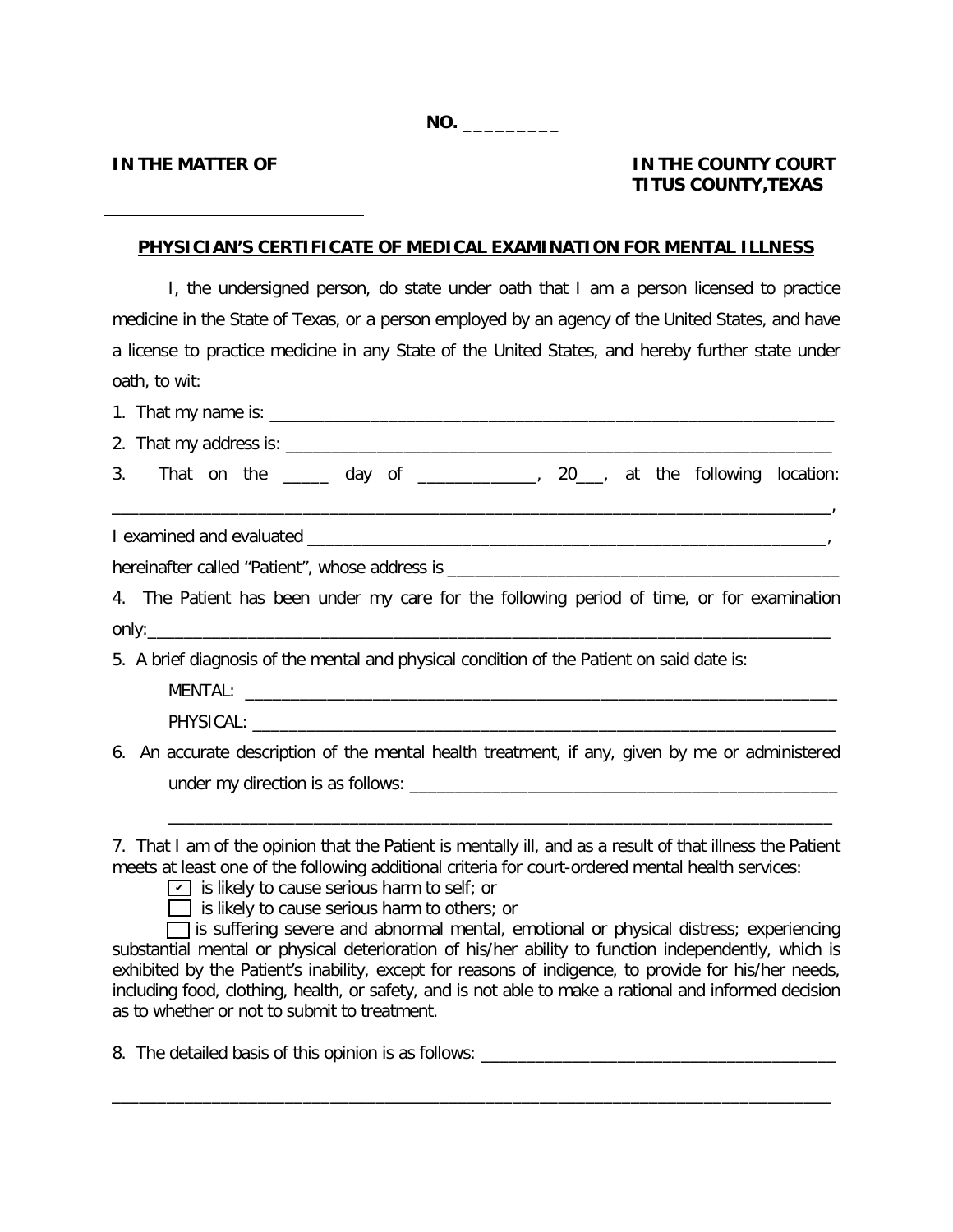**NO. _________**

**IN THE MATTER OF**

______________________________

**IN THE COUNTY COURT**
**TITUS COUNTY,TEXAS**

## PHYSICIAN'S CERTIFICATE OF MEDICAL EXAMINATION FOR MENTAL ILLNESS

I, the undersigned person, do state under oath that I am a person licensed to practice medicine in the State of Texas, or a person employed by an agency of the United States, and have a license to practice medicine in any State of the United States, and hereby further state under oath, to wit:

1. That my name is: ______________________________________________________________

2. That my address is: _____________________________________________________________

3. That on the _____ day of _____________, 20___, at the following location: ______________________________________________________________________________,

I examined and evaluated ________________________________________________________,

hereinafter called "Patient", whose address is ________________________________________

4. The Patient has been under my care for the following period of time, or for examination only:____________________________________________________________________________

5. A brief diagnosis of the mental and physical condition of the Patient on said date is:

   MENTAL: ______________________________________________________________

   PHYSICAL: _____________________________________________________________

6. An accurate description of the mental health treatment, if any, given by me or administered under my direction is as follows: ______________________________________________

   ______________________________________________________________________

7. That I am of the opinion that the Patient is mentally ill, and as a result of that illness the Patient meets at least one of the following additional criteria for court-ordered mental health services:

   - [x] is likely to cause serious harm to self; or
   - [ ] is likely to cause serious harm to others; or
   - [ ] is suffering severe and abnormal mental, emotional or physical distress; experiencing substantial mental or physical deterioration of his/her ability to function independently, which is exhibited by the Patient's inability, except for reasons of indigence, to provide for his/her needs, including food, clothing, health, or safety, and is not able to make a rational and informed decision as to whether or not to submit to treatment.

8. The detailed basis of this opinion is as follows: ________________________________________

______________________________________________________________________________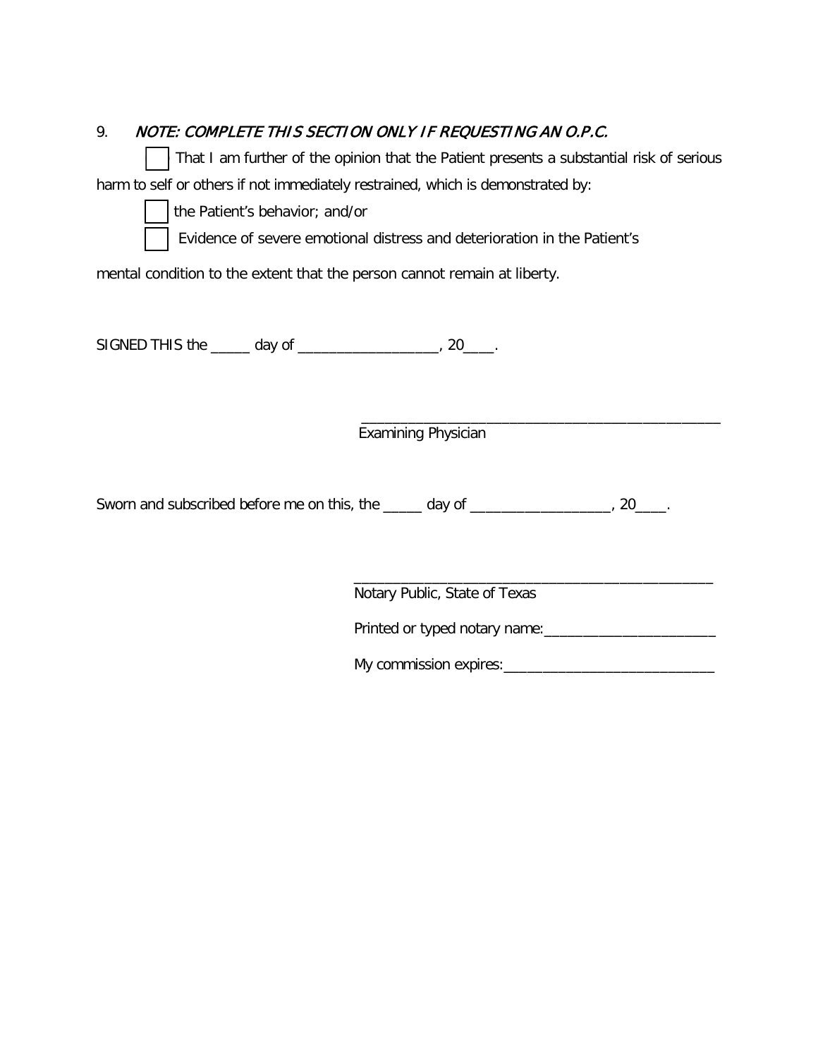9. *NOTE: COMPLETE THIS SECTION ONLY IF REQUESTING AN O.P.C.*

☐ That I am further of the opinion that the Patient presents a substantial risk of serious harm to self or others if not immediately restrained, which is demonstrated by:

☐ the Patient's behavior; and/or

☐ Evidence of severe emotional distress and deterioration in the Patient's mental condition to the extent that the person cannot remain at liberty.

SIGNED THIS the _____ day of ___________________, 20____.

_________________________________________________
Examining Physician

Sworn and subscribed before me on this, the _____ day of ___________________, 20____.

_________________________________________________
Notary Public, State of Texas

Printed or typed notary name:_______________________

My commission expires:____________________________